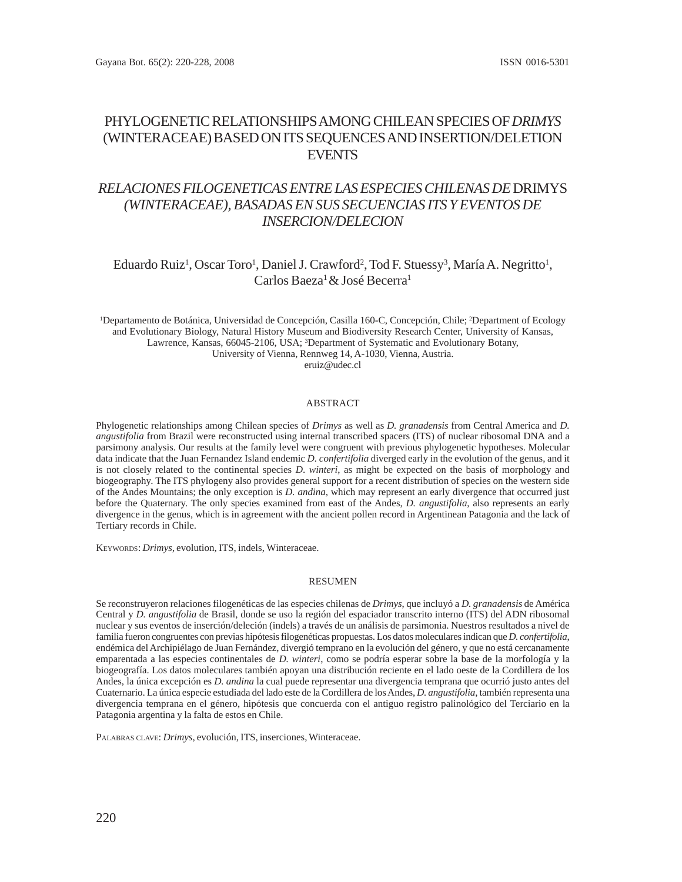# PHYLOGENETIC RELATIONSHIPS AMONG CHILEAN SPECIES OF *DRIMYS* (WINTERACEAE) BASED ON ITS SEQUENCES AND INSERTION/DELETION EVENTS

## *RELACIONES FILOGENETICAS ENTRE LAS ESPECIES CHILENAS DE* DRIMYS *(WINTERACEAE), BASADAS EN SUS SECUENCIAS ITS Y EVENTOS DE INSERCION/DELECION*

Eduardo Ruiz[1], Oscar Toro[1], Daniel J. Crawford[2], Tod F. Stuessy[3], María A. Negritto[1], Carlos Baeza[1] & José Becerra[1]

[1]Departamento de Botánica, Universidad de Concepción, Casilla 160-C, Concepción, Chile; [2]Department of Ecology and Evolutionary Biology, Natural History Museum and Biodiversity Research Center, University of Kansas, Lawrence, Kansas, 66045-2106, USA; [3]Department of Systematic and Evolutionary Botany, University of Vienna, Rennweg 14, A-1030, Vienna, Austria.
eruiz@udec.cl

### ABSTRACT

Phylogenetic relationships among Chilean species of *Drimys* as well as *D. granadensis* from Central America and *D. angustifolia* from Brazil were reconstructed using internal transcribed spacers (ITS) of nuclear ribosomal DNA and a parsimony analysis. Our results at the family level were congruent with previous phylogenetic hypotheses. Molecular data indicate that the Juan Fernandez Island endemic *D. confertifolia* diverged early in the evolution of the genus, and it is not closely related to the continental species *D. winteri*, as might be expected on the basis of morphology and biogeography. The ITS phylogeny also provides general support for a recent distribution of species on the western side of the Andes Mountains; the only exception is *D. andina*, which may represent an early divergence that occurred just before the Quaternary. The only species examined from east of the Andes, *D. angustifolia*, also represents an early divergence in the genus, which is in agreement with the ancient pollen record in Argentinean Patagonia and the lack of Tertiary records in Chile.

Keywords: *Drimys*, evolution, ITS, indels, Winteraceae.

### RESUMEN

Se reconstruyeron relaciones filogenéticas de las especies chilenas de *Drimys*, que incluyó a *D. granadensis* de América Central y *D. angustifolia* de Brasil, donde se uso la región del espaciador transcrito interno (ITS) del ADN ribosomal nuclear y sus eventos de inserción/deleción (indels) a través de un análisis de parsimonia. Nuestros resultados a nivel de familia fueron congruentes con previas hipótesis filogenéticas propuestas. Los datos moleculares indican que *D. confertifolia*, endémica del Archipiélago de Juan Fernández, divergió temprano en la evolución del género, y que no está cercanamente emparentada a las especies continentales de *D. winteri*, como se podría esperar sobre la base de la morfología y la biogeografía. Los datos moleculares también apoyan una distribución reciente en el lado oeste de la Cordillera de los Andes, la única excepción es *D. andina* la cual puede representar una divergencia temprana que ocurrió justo antes del Cuaternario. La única especie estudiada del lado este de la Cordillera de los Andes, *D. angustifolia*, también representa una divergencia temprana en el género, hipótesis que concuerda con el antiguo registro palinológico del Terciario en la Patagonia argentina y la falta de estos en Chile.

Palabras clave: *Drimys*, evolución, ITS, inserciones, Winteraceae.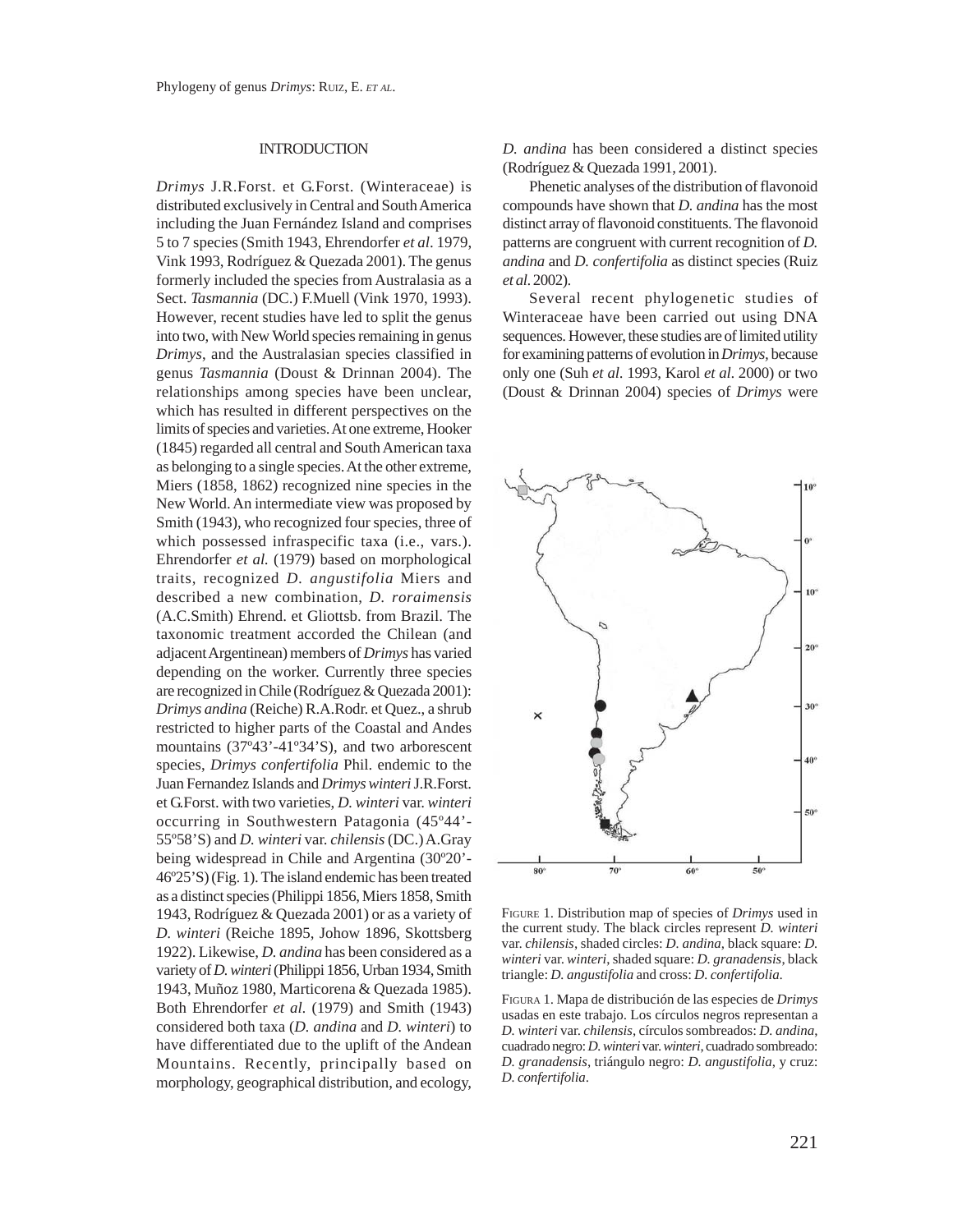## INTRODUCTION

*Drimys* J.R.Forst. et G.Forst. (Winteraceae) is distributed exclusively in Central and South America including the Juan Fernández Island and comprises 5 to 7 species (Smith 1943, Ehrendorfer *et al*. 1979, Vink 1993, Rodríguez & Quezada 2001). The genus formerly included the species from Australasia as a Sect. *Tasmannia* (DC.) F.Muell (Vink 1970, 1993). However, recent studies have led to split the genus into two, with New World species remaining in genus *Drimys*, and the Australasian species classified in genus *Tasmannia* (Doust & Drinnan 2004). The relationships among species have been unclear, which has resulted in different perspectives on the limits of species and varieties. At one extreme, Hooker (1845) regarded all central and South American taxa as belonging to a single species. At the other extreme, Miers (1858, 1862) recognized nine species in the New World. An intermediate view was proposed by Smith (1943), who recognized four species, three of which possessed infraspecific taxa (i.e., vars.). Ehrendorfer *et al.* (1979) based on morphological traits, recognized *D. angustifolia* Miers and described a new combination, *D. roraimensis* (A.C.Smith) Ehrend. et Gliottsb. from Brazil. The taxonomic treatment accorded the Chilean (and adjacent Argentinean) members of *Drimys* has varied depending on the worker. Currently three species are recognized in Chile (Rodríguez & Quezada 2001): *Drimys andina* (Reiche) R.A.Rodr. et Quez., a shrub restricted to higher parts of the Coastal and Andes mountains (37º43'-41º34'S), and two arborescent species, *Drimys confertifolia* Phil. endemic to the Juan Fernandez Islands and *Drimys winteri* J.R.Forst. et G.Forst. with two varieties, *D. winteri* var. *winteri* occurring in Southwestern Patagonia (45º44'-55º58'S) and *D. winteri* var. *chilensis* (DC.) A.Gray being widespread in Chile and Argentina (30º20'-46º25'S) (Fig. 1). The island endemic has been treated as a distinct species (Philippi 1856, Miers 1858, Smith 1943, Rodríguez & Quezada 2001) or as a variety of *D. winteri* (Reiche 1895, Johow 1896, Skottsberg 1922). Likewise, *D. andina* has been considered as a variety of *D. winteri* (Philippi 1856, Urban 1934, Smith 1943, Muñoz 1980, Marticorena & Quezada 1985). Both Ehrendorfer *et al.* (1979) and Smith (1943) considered both taxa (*D. andina* and *D. winteri*) to have differentiated due to the uplift of the Andean Mountains. Recently, principally based on morphology, geographical distribution, and ecology, *D. andina* has been considered a distinct species (Rodríguez & Quezada 1991, 2001).

Phenetic analyses of the distribution of flavonoid compounds have shown that *D. andina* has the most distinct array of flavonoid constituents. The flavonoid patterns are congruent with current recognition of *D. andina* and *D. confertifolia* as distinct species (Ruiz *et al.* 2002).

Several recent phylogenetic studies of Winteraceae have been carried out using DNA sequences. However, these studies are of limited utility for examining patterns of evolution in *Drimys*, because only one (Suh *et al.* 1993, Karol *et al.* 2000) or two (Doust & Drinnan 2004) species of *Drimys* were

FIGURE 1. Distribution map of species of *Drimys* used in the current study. The black circles represent *D. winteri* var. *chilensis*, shaded circles: *D. andina*, black square: *D. winteri* var. *winteri*, shaded square: *D. granadensis*, black triangle: *D. angustifolia* and cross: *D. confertifolia*.

FIGURA 1. Mapa de distribución de las especies de *Drimys* usadas en este trabajo. Los círculos negros representan a *D. winteri* var. *chilensis*, círculos sombreados: *D. andina*, cuadrado negro: *D. winteri* var. *winteri*, cuadrado sombreado: *D. granadensis*, triángulo negro: *D. angustifolia*, y cruz: *D. confertifolia*.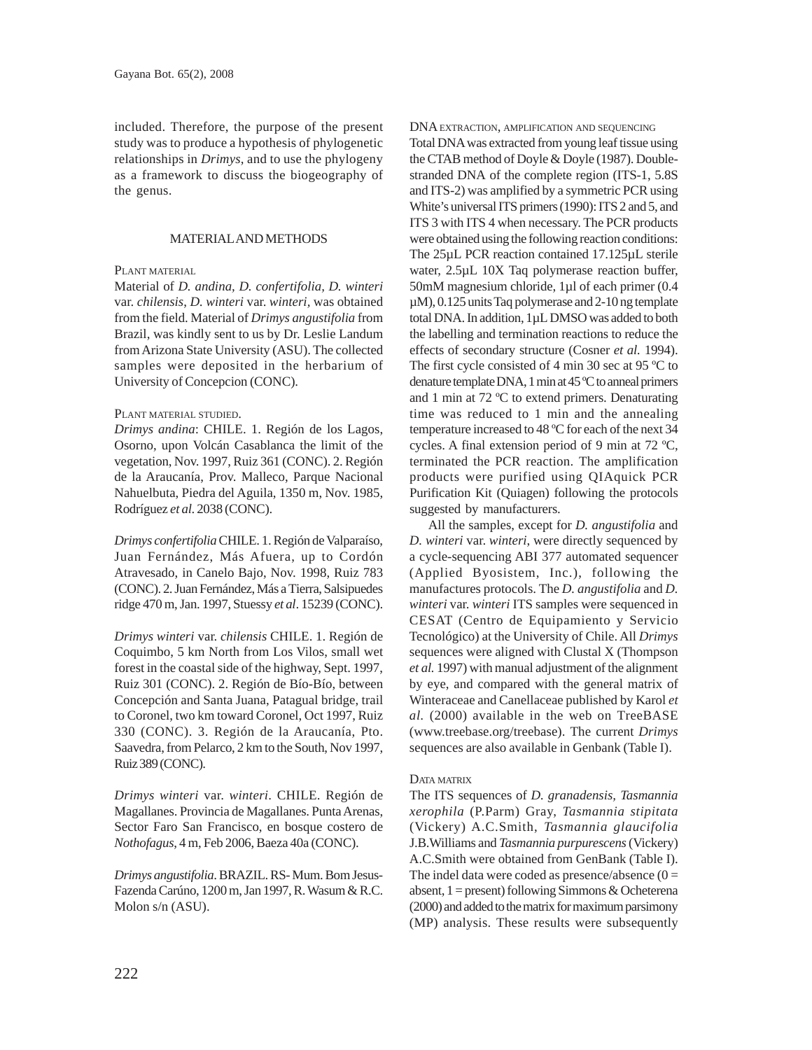included. Therefore, the purpose of the present study was to produce a hypothesis of phylogenetic relationships in *Drimys*, and to use the phylogeny as a framework to discuss the biogeography of the genus.

## MATERIAL AND METHODS

### PLANT MATERIAL

Material of *D. andina*, *D. confertifolia*, *D. winteri* var. *chilensis*, *D. winteri* var. *winteri*, was obtained from the field. Material of *Drimys angustifolia* from Brazil, was kindly sent to us by Dr. Leslie Landum from Arizona State University (ASU). The collected samples were deposited in the herbarium of University of Concepcion (CONC).

### PLANT MATERIAL STUDIED.

*Drimys andina*: CHILE. 1. Región de los Lagos, Osorno, upon Volcán Casablanca the limit of the vegetation, Nov. 1997, Ruiz 361 (CONC). 2. Región de la Araucanía, Prov. Malleco, Parque Nacional Nahuelbuta, Piedra del Aguila, 1350 m, Nov. 1985, Rodríguez *et al.* 2038 (CONC).

*Drimys confertifolia* CHILE. 1. Región de Valparaíso, Juan Fernández, Más Afuera, up to Cordón Atravesado, in Canelo Bajo, Nov. 1998, Ruiz 783 (CONC). 2. Juan Fernández, Más a Tierra, Salsipuedes ridge 470 m, Jan. 1997, Stuessy *et al*. 15239 (CONC).

*Drimys winteri* var. *chilensis* CHILE. 1. Región de Coquimbo, 5 km North from Los Vilos, small wet forest in the coastal side of the highway, Sept. 1997, Ruiz 301 (CONC). 2. Región de Bío-Bío, between Concepción and Santa Juana, Patagual bridge, trail to Coronel, two km toward Coronel, Oct 1997, Ruiz 330 (CONC). 3. Región de la Araucanía, Pto. Saavedra, from Pelarco, 2 km to the South, Nov 1997, Ruiz 389 (CONC).

*Drimys winteri* var. *winteri*. CHILE. Región de Magallanes. Provincia de Magallanes. Punta Arenas, Sector Faro San Francisco, en bosque costero de *Nothofagus*, 4 m, Feb 2006, Baeza 40a (CONC).

*Drimys angustifolia*. BRAZIL. RS- Mum. Bom Jesus-Fazenda Carúno, 1200 m, Jan 1997, R. Wasum & R.C. Molon s/n (ASU).

### DNA EXTRACTION, AMPLIFICATION AND SEQUENCING

Total DNA was extracted from young leaf tissue using the CTAB method of Doyle & Doyle (1987). Double-stranded DNA of the complete region (ITS-1, 5.8S and ITS-2) was amplified by a symmetric PCR using White's universal ITS primers (1990): ITS 2 and 5, and ITS 3 with ITS 4 when necessary. The PCR products were obtained using the following reaction conditions: The 25µL PCR reaction contained 17.125µL sterile water, 2.5µL 10X Taq polymerase reaction buffer, 50mM magnesium chloride, 1µl of each primer (0.4 µM), 0.125 units Taq polymerase and 2-10 ng template total DNA. In addition, 1µL DMSO was added to both the labelling and termination reactions to reduce the effects of secondary structure (Cosner *et al.* 1994). The first cycle consisted of 4 min 30 sec at 95 ºC to denature template DNA, 1 min at 45 ºC to anneal primers and 1 min at 72 ºC to extend primers. Denaturating time was reduced to 1 min and the annealing temperature increased to 48 ºC for each of the next 34 cycles. A final extension period of 9 min at 72 ºC, terminated the PCR reaction. The amplification products were purified using QIAquick PCR Purification Kit (Quiagen) following the protocols suggested by manufacturers.

All the samples, except for *D. angustifolia* and *D. winteri* var. *winteri*, were directly sequenced by a cycle-sequencing ABI 377 automated sequencer (Applied Byosistem, Inc.), following the manufactures protocols. The *D. angustifolia* and *D. winteri* var. *winteri* ITS samples were sequenced in CESAT (Centro de Equipamiento y Servicio Tecnológico) at the University of Chile. All *Drimys* sequences were aligned with Clustal X (Thompson *et al.* 1997) with manual adjustment of the alignment by eye, and compared with the general matrix of Winteraceae and Canellaceae published by Karol *et al.* (2000) available in the web on TreeBASE (www.treebase.org/treebase). The current *Drimys* sequences are also available in Genbank (Table I).

### DATA MATRIX

The ITS sequences of *D. granadensis*, *Tasmannia xerophila* (P.Parm) Gray, *Tasmannia stipitata* (Vickery) A.C.Smith, *Tasmannia glaucifolia* J.B.Williams and *Tasmannia purpurescens* (Vickery) A.C.Smith were obtained from GenBank (Table I). The indel data were coded as presence/absence (0 = absent, 1 = present) following Simmons & Ocheterena (2000) and added to the matrix for maximum parsimony (MP) analysis. These results were subsequently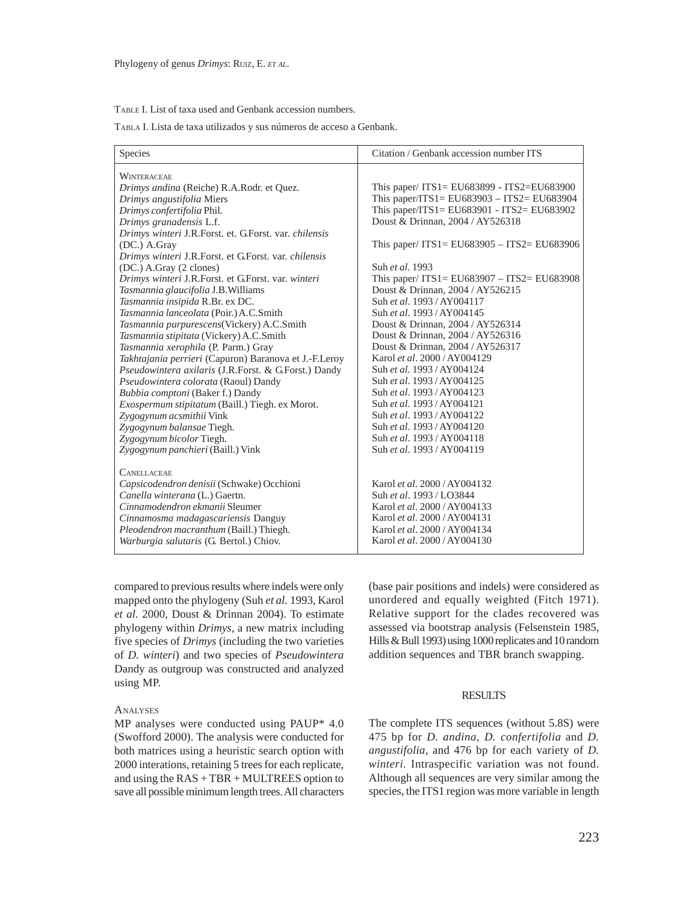TABLE I. List of taxa used and Genbank accession numbers.

TABLA I. Lista de taxa utilizados y sus números de acceso a Genbank.

| Species | Citation / Genbank accession number ITS |
|---|---|
| WINTERACEAE | |
| *Drimys andina* (Reiche) R.A.Rodr. et Quez. | This paper/ ITS1= EU683899 - ITS2=EU683900 |
| *Drimys angustifolia* Miers | This paper/ITS1= EU683903 – ITS2= EU683904 |
| *Drimys confertifolia* Phil. | This paper/ITS1= EU683901 - ITS2= EU683902 |
| *Drimys granadensis* L.f. | Doust & Drinnan, 2004 / AY526318 |
| *Drimys winteri* J.R.Forst. et. G.Forst. var. *chilensis* (DC.) A.Gray | This paper/ ITS1= EU683905 – ITS2= EU683906 |
| *Drimys winteri* J.R.Forst. et G.Forst. var. *chilensis* (DC.) A.Gray (2 clones) | Suh *et al.* 1993 |
| *Drimys winteri* J.R.Forst. et G.Forst. var. *winteri* | This paper/ ITS1= EU683907 – ITS2= EU683908 |
| *Tasmannia glaucifolia* J.B.Williams | Doust & Drinnan, 2004 / AY526215 |
| *Tasmannia insipida* R.Br. ex DC. | Suh *et al*. 1993 / AY004117 |
| *Tasmannia lanceolata* (Poir.) A.C.Smith | Suh *et al*. 1993 / AY004145 |
| *Tasmannia purpurescens*(Vickery) A.C.Smith | Doust & Drinnan, 2004 / AY526314 |
| *Tasmannia stipitata* (Vickery) A.C.Smith | Doust & Drinnan, 2004 / AY526316 |
| *Tasmannia xerophila* (P. Parm.) Gray | Doust & Drinnan, 2004 / AY526317 |
| *Takhtajania perrieri* (Capuron) Baranova et J.-F.Leroy | Karol *et al*. 2000 / AY004129 |
| *Pseudowintera axilaris* (J.R.Forst. & G.Forst.) Dandy | Suh *et al.* 1993 / AY004124 |
| *Pseudowintera colorata* (Raoul) Dandy | Suh *et al*. 1993 / AY004125 |
| *Bubbia comptoni* (Baker f.) Dandy | Suh *et al*. 1993 / AY004123 |
| *Exospermum stipitatum* (Baill.) Tiegh. ex Morot. | Suh *et al*. 1993 / AY004121 |
| *Zygogynum acsmithii* Vink | Suh *et al*. 1993 / AY004122 |
| *Zygogynum balansae* Tiegh. | Suh *et al*. 1993 / AY004120 |
| *Zygogynum bicolor* Tiegh. | Suh *et al*. 1993 / AY004118 |
| *Zygogynum panchieri* (Baill.) Vink | Suh *et al*. 1993 / AY004119 |
| CANELLACEAE | |
| *Capsicodendron denisii* (Schwake) Occhioni | Karol *et al*. 2000 / AY004132 |
| *Canella winterana* (L.) Gaertn. | Suh *et al*. 1993 / LO3844 |
| *Cinnamodendron ekmanii* Sleumer | Karol *et al*. 2000 / AY004133 |
| *Cinnamosma madagascariensis* Danguy | Karol *et al*. 2000 / AY004131 |
| *Pleodendron macranthum* (Baill.) Thiegh. | Karol *et al*. 2000 / AY004134 |
| *Warburgia salutaris* (G. Bertol.) Chiov. | Karol *et al*. 2000 / AY004130 |

compared to previous results where indels were only mapped onto the phylogeny (Suh *et al.* 1993, Karol *et al.* 2000, Doust & Drinnan 2004). To estimate phylogeny within *Drimys*, a new matrix including five species of *Drimys* (including the two varieties of *D. winteri*) and two species of *Pseudowintera* Dandy as outgroup was constructed and analyzed using MP.

### ANALYSES

MP analyses were conducted using PAUP* 4.0 (Swofford 2000). The analysis were conducted for both matrices using a heuristic search option with 2000 interations, retaining 5 trees for each replicate, and using the RAS + TBR + MULTREES option to save all possible minimum length trees. All characters (base pair positions and indels) were considered as unordered and equally weighted (Fitch 1971). Relative support for the clades recovered was assessed via bootstrap analysis (Felsenstein 1985, Hills & Bull 1993) using 1000 replicates and 10 random addition sequences and TBR branch swapping.

## RESULTS

The complete ITS sequences (without 5.8S) were 475 bp for *D. andina*, *D. confertifolia* and *D. angustifolia*, and 476 bp for each variety of *D. winteri*. Intraspecific variation was not found. Although all sequences are very similar among the species, the ITS1 region was more variable in length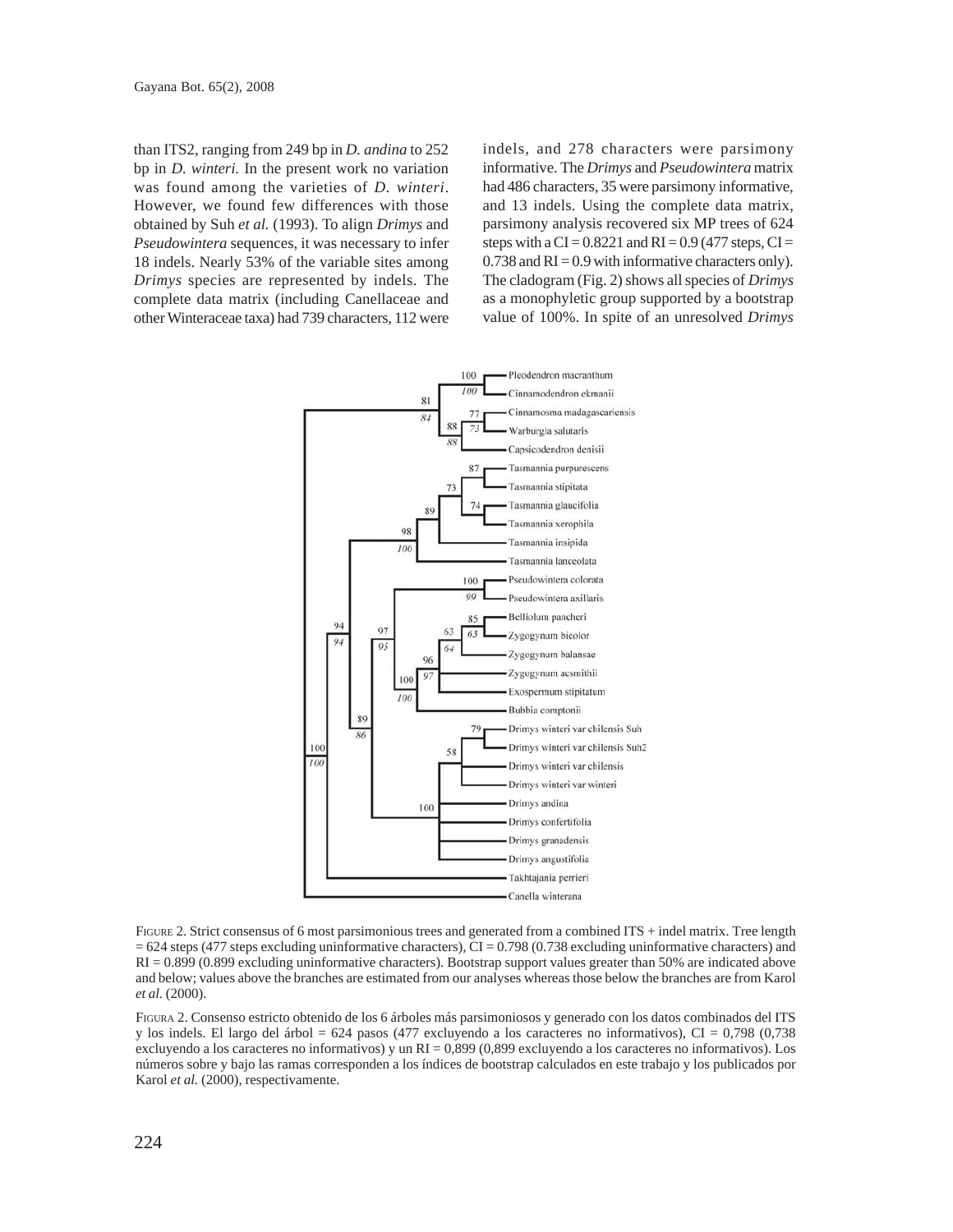than ITS2, ranging from 249 bp in *D. andina* to 252 bp in *D. winteri.* In the present work no variation was found among the varieties of *D. winteri*. However, we found few differences with those obtained by Suh *et al.* (1993). To align *Drimys* and *Pseudowintera* sequences, it was necessary to infer 18 indels. Nearly 53% of the variable sites among *Drimys* species are represented by indels. The complete data matrix (including Canellaceae and other Winteraceae taxa) had 739 characters, 112 were indels, and 278 characters were parsimony informative. The *Drimys* and *Pseudowintera* matrix had 486 characters, 35 were parsimony informative, and 13 indels. Using the complete data matrix, parsimony analysis recovered six MP trees of 624 steps with a CI = 0.8221 and RI = 0.9 (477 steps, CI = 0.738 and RI = 0.9 with informative characters only). The cladogram (Fig. 2) shows all species of *Drimys* as a monophyletic group supported by a bootstrap value of 100%. In spite of an unresolved *Drimys*

FIGURE 2. Strict consensus of 6 most parsimonious trees and generated from a combined ITS + indel matrix. Tree length = 624 steps (477 steps excluding uninformative characters), CI = 0.798 (0.738 excluding uninformative characters) and RI = 0.899 (0.899 excluding uninformative characters). Bootstrap support values greater than 50% are indicated above and below; values above the branches are estimated from our analyses whereas those below the branches are from Karol *et al.* (2000).

FIGURA 2. Consenso estricto obtenido de los 6 árboles más parsimoniosos y generado con los datos combinados del ITS y los indels. El largo del árbol = 624 pasos (477 excluyendo a los caracteres no informativos), CI = 0,798 (0,738 excluyendo a los caracteres no informativos) y un RI = 0,899 (0,899 excluyendo a los caracteres no informativos). Los números sobre y bajo las ramas corresponden a los índices de bootstrap calculados en este trabajo y los publicados por Karol *et al.* (2000), respectivamente.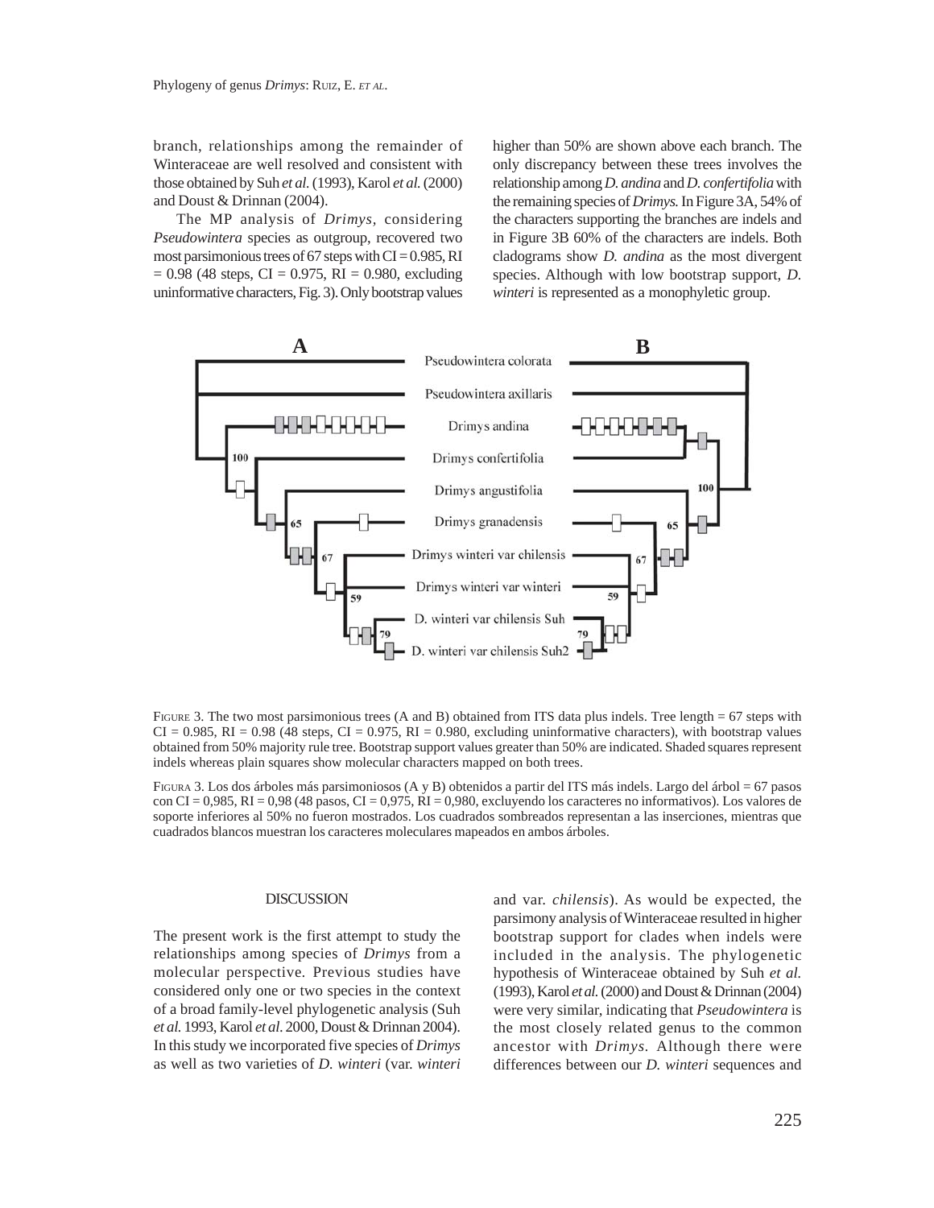branch, relationships among the remainder of Winteraceae are well resolved and consistent with those obtained by Suh *et al.* (1993), Karol *et al.* (2000) and Doust & Drinnan (2004).

The MP analysis of *Drimys*, considering *Pseudowintera* species as outgroup, recovered two most parsimonious trees of 67 steps with CI = 0.985, RI = 0.98 (48 steps, CI = 0.975, RI = 0.980, excluding uninformative characters, Fig. 3). Only bootstrap values higher than 50% are shown above each branch. The only discrepancy between these trees involves the relationship among *D. andina* and *D. confertifolia* with the remaining species of *Drimys*. In Figure 3A, 54% of the characters supporting the branches are indels and in Figure 3B 60% of the characters are indels. Both cladograms show *D. andina* as the most divergent species. Although with low bootstrap support, *D. winteri* is represented as a monophyletic group.

FIGURE 3. The two most parsimonious trees (A and B) obtained from ITS data plus indels. Tree length = 67 steps with CI = 0.985, RI = 0.98 (48 steps, CI = 0.975, RI = 0.980, excluding uninformative characters), with bootstrap values obtained from 50% majority rule tree. Bootstrap support values greater than 50% are indicated. Shaded squares represent indels whereas plain squares show molecular characters mapped on both trees.

FIGURA 3. Los dos árboles más parsimoniosos (A y B) obtenidos a partir del ITS más indels. Largo del árbol = 67 pasos con CI = 0,985, RI = 0,98 (48 pasos, CI = 0,975, RI = 0,980, excluyendo los caracteres no informativos). Los valores de soporte inferiores al 50% no fueron mostrados. Los cuadrados sombreados representan a las inserciones, mientras que cuadrados blancos muestran los caracteres moleculares mapeados en ambos árboles.

## DISCUSSION

The present work is the first attempt to study the relationships among species of *Drimys* from a molecular perspective. Previous studies have considered only one or two species in the context of a broad family-level phylogenetic analysis (Suh *et al.* 1993, Karol *et al.* 2000, Doust & Drinnan 2004). In this study we incorporated five species of *Drimys* as well as two varieties of *D. winteri* (var. *winteri* and var. *chilensis*). As would be expected, the parsimony analysis of Winteraceae resulted in higher bootstrap support for clades when indels were included in the analysis. The phylogenetic hypothesis of Winteraceae obtained by Suh *et al.* (1993), Karol *et al.* (2000) and Doust & Drinnan (2004) were very similar, indicating that *Pseudowintera* is the most closely related genus to the common ancestor with *Drimys*. Although there were differences between our *D. winteri* sequences and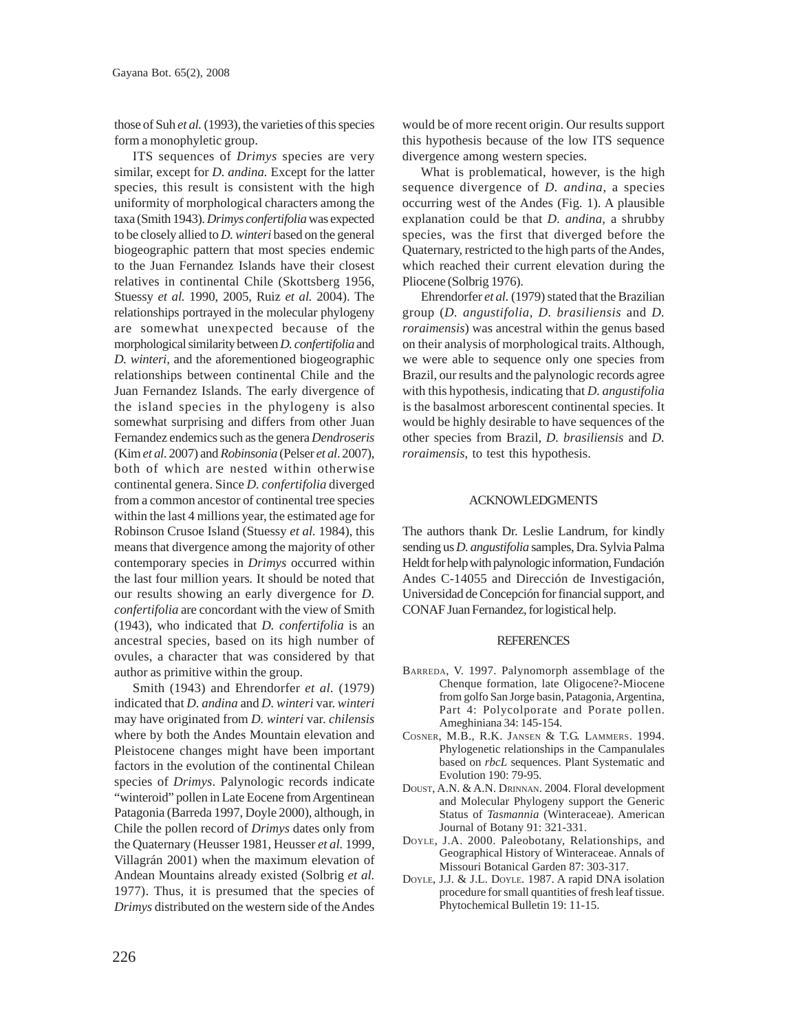those of Suh *et al.* (1993), the varieties of this species form a monophyletic group.

ITS sequences of *Drimys* species are very similar, except for *D. andina.* Except for the latter species, this result is consistent with the high uniformity of morphological characters among the taxa (Smith 1943). *Drimys confertifolia* was expected to be closely allied to *D. winteri* based on the general biogeographic pattern that most species endemic to the Juan Fernandez Islands have their closest relatives in continental Chile (Skottsberg 1956, Stuessy *et al.* 1990, 2005, Ruiz *et al.* 2004). The relationships portrayed in the molecular phylogeny are somewhat unexpected because of the morphological similarity between *D. confertifolia* and *D. winteri,* and the aforementioned biogeographic relationships between continental Chile and the Juan Fernandez Islands. The early divergence of the island species in the phylogeny is also somewhat surprising and differs from other Juan Fernandez endemics such as the genera *Dendroseris* (Kim *et al.* 2007) and *Robinsonia* (Pelser *et al.* 2007), both of which are nested within otherwise continental genera. Since *D. confertifolia* diverged from a common ancestor of continental tree species within the last 4 millions year, the estimated age for Robinson Crusoe Island (Stuessy *et al.* 1984), this means that divergence among the majority of other contemporary species in *Drimys* occurred within the last four million years. It should be noted that our results showing an early divergence for *D. confertifolia* are concordant with the view of Smith (1943), who indicated that *D. confertifolia* is an ancestral species, based on its high number of ovules, a character that was considered by that author as primitive within the group.

Smith (1943) and Ehrendorfer *et al.* (1979) indicated that *D. andina* and *D. winteri* var. *winteri* may have originated from *D. winteri* var. *chilensis* where by both the Andes Mountain elevation and Pleistocene changes might have been important factors in the evolution of the continental Chilean species of *Drimys*. Palynologic records indicate "winteroid" pollen in Late Eocene from Argentinean Patagonia (Barreda 1997, Doyle 2000), although, in Chile the pollen record of *Drimys* dates only from the Quaternary (Heusser 1981, Heusser *et al.* 1999, Villagrán 2001) when the maximum elevation of Andean Mountains already existed (Solbrig *et al.* 1977). Thus, it is presumed that the species of *Drimys* distributed on the western side of the Andes would be of more recent origin. Our results support this hypothesis because of the low ITS sequence divergence among western species.

What is problematical, however, is the high sequence divergence of *D. andina*, a species occurring west of the Andes (Fig. 1). A plausible explanation could be that *D. andina*, a shrubby species, was the first that diverged before the Quaternary, restricted to the high parts of the Andes, which reached their current elevation during the Pliocene (Solbrig 1976).

Ehrendorfer *et al.* (1979) stated that the Brazilian group (*D. angustifolia, D. brasiliensis* and *D. roraimensis*) was ancestral within the genus based on their analysis of morphological traits. Although, we were able to sequence only one species from Brazil, our results and the palynologic records agree with this hypothesis, indicating that *D. angustifolia* is the basalmost arborescent continental species. It would be highly desirable to have sequences of the other species from Brazil, *D. brasiliensis* and *D. roraimensis*, to test this hypothesis.

## ACKNOWLEDGMENTS

The authors thank Dr. Leslie Landrum, for kindly sending us *D. angustifolia* samples, Dra. Sylvia Palma Heldt for help with palynologic information, Fundación Andes C-14055 and Dirección de Investigación, Universidad de Concepción for financial support, and CONAF Juan Fernandez, for logistical help.

## REFERENCES

Barreda, V. 1997. Palynomorph assemblage of the Chenque formation, late Oligocene?-Miocene from golfo San Jorge basin, Patagonia, Argentina, Part 4: Polycolporate and Porate pollen. Ameghiniana 34: 145-154.

Cosner, M.B., R.K. Jansen & T.G. Lammers. 1994. Phylogenetic relationships in the Campanulales based on *rbcL* sequences. Plant Systematic and Evolution 190: 79-95.

Doust, A.N. & A.N. Drinnan. 2004. Floral development and Molecular Phylogeny support the Generic Status of *Tasmannia* (Winteraceae). American Journal of Botany 91: 321-331.

Doyle, J.A. 2000. Paleobotany, Relationships, and Geographical History of Winteraceae. Annals of Missouri Botanical Garden 87: 303-317.

Doyle, J.J. & J.L. Doyle. 1987. A rapid DNA isolation procedure for small quantities of fresh leaf tissue. Phytochemical Bulletin 19: 11-15.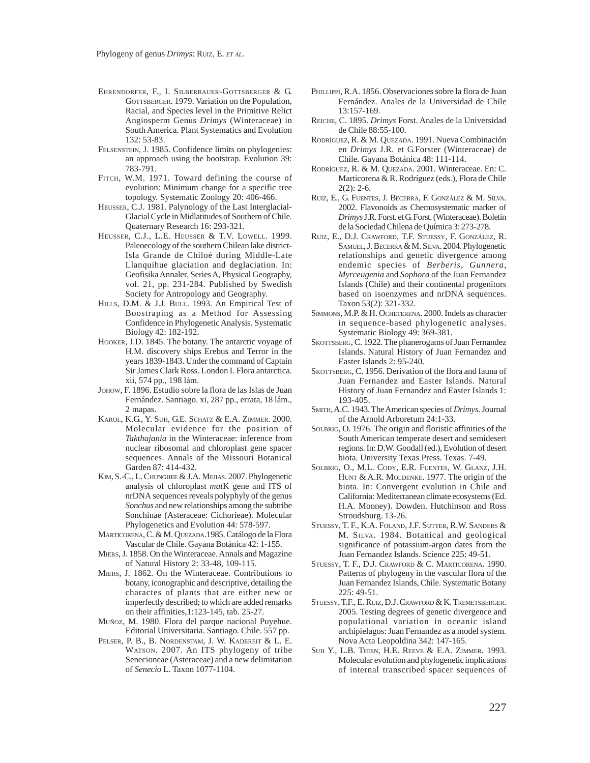EHRENDORFER, F., I. SILBERBAUER-GOTTSBERGER & G. GOTTSBERGER. 1979. Variation on the Population, Racial, and Species level in the Primitive Relict Angiosperm Genus *Drimys* (Winteraceae) in South America. Plant Systematics and Evolution 132: 53-83.

FELSENSTEIN, J. 1985. Confidence limits on phylogenies: an approach using the bootstrap. Evolution 39: 783-791.

FITCH, W.M. 1971. Toward defining the course of evolution: Minimum change for a specific tree topology. Systematic Zoology 20: 406-466.

HEUSSER, C.J. 1981. Palynology of the Last Interglacial-Glacial Cycle in Midlatitudes of Southern of Chile. Quaternary Research 16: 293-321.

HEUSSER, C.J., L.E. HEUSSER & T.V. LOWELL. 1999. Paleoecology of the southern Chilean lake district-Isla Grande de Chiloé during Middle-Late Llanquihue glaciation and deglaciation. In: Geofisika Annaler, Series A, Physical Geography, vol. 21, pp. 231-284. Published by Swedish Society for Antropology and Geography.

HILLS, D.M. & J.J. BULL. 1993. An Empirical Test of Boostraping as a Method for Assessing Confidence in Phylogenetic Analysis. Systematic Biology 42: 182-192.

HOOKER, J.D. 1845. The botany. The antarctic voyage of H.M. discovery ships Erebus and Terror in the years 1839-1843. Under the command of Captain Sir James Clark Ross. London I. Flora antarctica. xii, 574 pp., 198 lám.

JOHOW, F. 1896. Estudio sobre la flora de las Islas de Juan Fernández. Santiago. xi, 287 pp., errata, 18 lám., 2 mapas.

KAROL, K.G., Y. SUH, G.E. SCHATZ & E.A. ZIMMER. 2000. Molecular evidence for the position of *Takthajania* in the Winteraceae: inference from nuclear ribosomal and chloroplast gene spacer sequences. Annals of the Missouri Botanical Garden 87: 414-432.

KIM, S.-C., L. CHUNGHEE & J.A. MEJIAS. 2007. Phylogenetic analysis of chloroplast *mat*K gene and ITS of nrDNA sequences reveals polyphyly of the genus *Sonchus* and new relationships among the subtribe Sonchinae (Asteraceae: Cichorieae). Molecular Phylogenetics and Evolution 44: 578-597.

MARTICORENA, C. & M. QUEZADA. 1985. Catálogo de la Flora Vascular de Chile. Gayana Botánica 42: 1-155.

MIERS, J. 1858. On the Winteraceae. Annals and Magazine of Natural History 2: 33-48, 109-115.

MIERS, J. 1862. On the Winteraceae. Contributions to botany, iconographic and descriptive, detailing the charactes of plants that are either new or imperfectly described; to which are added remarks on their affinities, 1:123-145, tab. 25-27.

MUÑOZ, M. 1980. Flora del parque nacional Puyehue. Editorial Universitaria. Santiago. Chile. 557 pp.

PELSER, P. B., B. NORDENSTAM, J. W. KADEREIT & L. E. WATSON. 2007. An ITS phylogeny of tribe Senecioneae (Asteraceae) and a new delimitation of *Senecio* L. Taxon 1077-1104.

PHILLIPPI, R.A. 1856. Observaciones sobre la flora de Juan Fernández. Anales de la Universidad de Chile 13:157-169.

REICHE, C. 1895. *Drimys* Forst. Anales de la Universidad de Chile 88:55-100.

RODRÍGUEZ, R. & M. QUEZADA. 1991. Nueva Combinación en *Drimys* J.R. et G.Forster (Winteraceae) de Chile. Gayana Botánica 48: 111-114.

RODRÍGUEZ, R. & M. QUEZADA. 2001. Winteraceae. En: C. Marticorena & R. Rodríguez (eds.), Flora de Chile 2(2): 2-6.

RUIZ, E., G. FUENTES, J. BECERRA, F. GONZÁLEZ & M. SILVA. 2002. Flavonoids as Chemosystematic marker of *Drimys* J.R. Forst. et G. Forst. (Winteraceae). Boletín de la Sociedad Chilena de Química 3: 273-278.

RUIZ, E., D.J. CRAWFORD, T.F. STUESSY, F. GONZÁLEZ, R. SAMUEL, J. BECERRA & M. SILVA. 2004. Phylogenetic relationships and genetic divergence among endemic species of *Berberis*, *Gunnera*, *Myrceugenia* and *Sophora* of the Juan Fernandez Islands (Chile) and their continental progenitors based on isoenzymes and nrDNA sequences. Taxon 53(2): 321-332.

SIMMONS, M.P. & H. OCHETERENA. 2000. Indels as character in sequence-based phylogenetic analyses. Systematic Biology 49: 369-381.

SKOTTSBERG, C. 1922. The phanerogams of Juan Fernandez Islands. Natural History of Juan Fernandez and Easter Islands 2: 95-240.

SKOTTSBERG, C. 1956. Derivation of the flora and fauna of Juan Fernandez and Easter Islands. Natural History of Juan Fernandez and Easter Islands 1: 193-405.

SMITH, A.C. 1943. The American species of *Drimys*. Journal of the Arnold Arboretum 24:1-33.

SOLBRIG, O. 1976. The origin and floristic affinities of the South American temperate desert and semidesert regions. In: D.W. Goodall (ed.), Evolution of desert biota. University Texas Press. Texas. 7-49.

SOLBRIG, O., M.L. CODY, E.R. FUENTES, W. GLANZ, J.H. HUNT & A.R. MOLDENKE. 1977. The origin of the biota. In: Convergent evolution in Chile and California: Mediterranean climate ecosystems (Ed. H.A. Mooney). Dowden. Hutchinson and Ross Stroudsburg. 13-26.

STUESSY, T. F., K.A. FOLAND, J.F. SUTTER, R.W. SANDERS & M. SILVA. 1984. Botanical and geological significance of potassium-argon dates from the Juan Fernandez Islands. Science 225: 49-51.

STUESSY, T. F., D.J. CRAWFORD & C. MARTICORENA. 1990. Patterns of phylogeny in the vascular flora of the Juan Fernandez Islands, Chile. Systematic Botany 225: 49-51.

STUESSY, T.F., E. RUIZ, D.J. CRAWFORD & K. TREMETSBERGER. 2005. Testing degrees of genetic divergence and populational variation in oceanic island archipielagos: Juan Fernandez as a model system. Nova Acta Leopoldina 342: 147-165.

SUH Y., L.B. THIEN, H.E. REEVE & E.A. ZIMMER. 1993. Molecular evolution and phylogenetic implications of internal transcribed spacer sequences of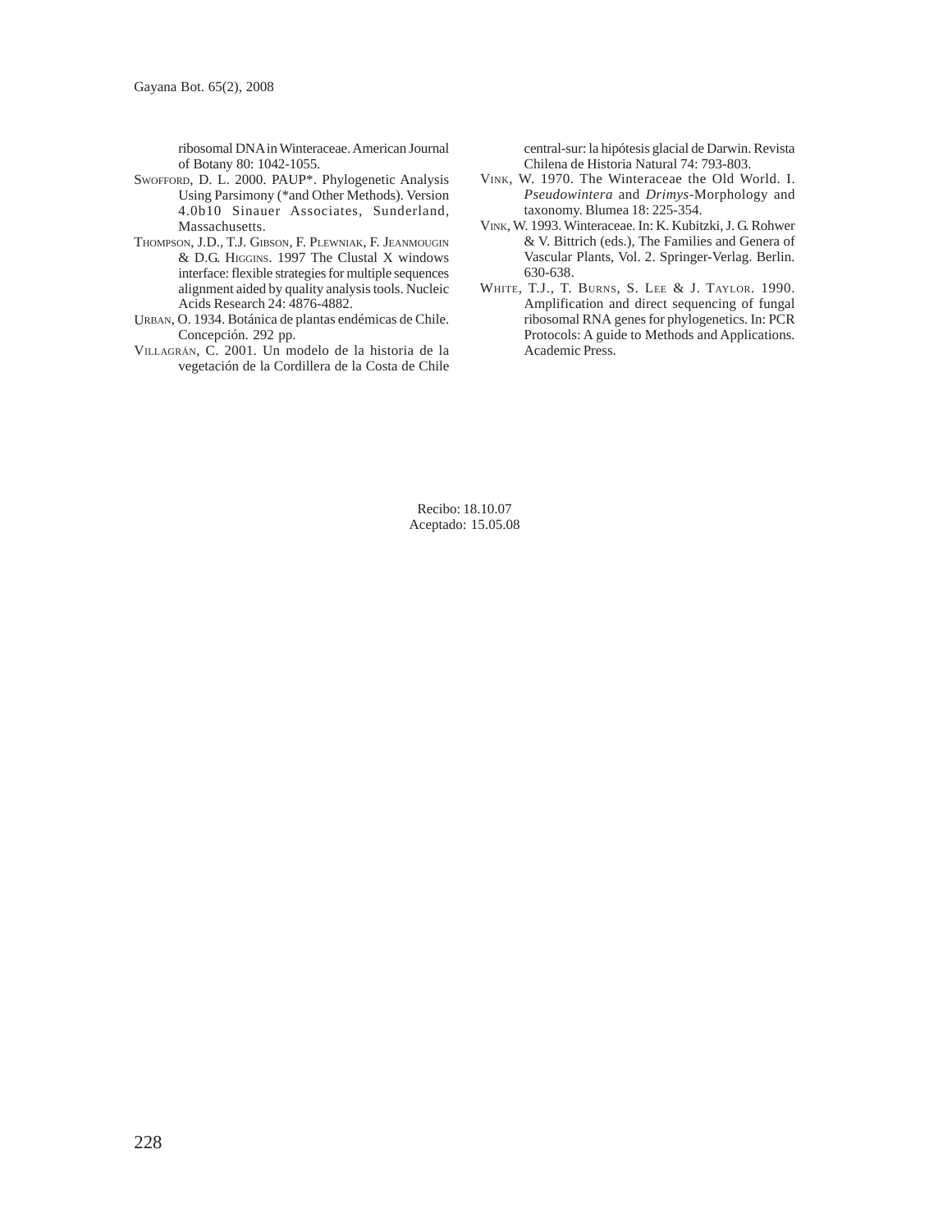ribosomal DNA in Winteraceae. American Journal of Botany 80: 1042-1055.

SWOFFORD, D. L. 2000. PAUP*. Phylogenetic Analysis Using Parsimony (*and Other Methods). Version 4.0b10 Sinauer Associates, Sunderland, Massachusetts.

THOMPSON, J.D., T.J. GIBSON, F. PLEWNIAK, F. JEANMOUGIN & D.G. HIGGINS. 1997 The Clustal X windows interface: flexible strategies for multiple sequences alignment aided by quality analysis tools. Nucleic Acids Research 24: 4876-4882.

URBAN, O. 1934. Botánica de plantas endémicas de Chile. Concepción. 292 pp.

VILLAGRÁN, C. 2001. Un modelo de la historia de la vegetación de la Cordillera de la Costa de Chile central-sur: la hipótesis glacial de Darwin. Revista Chilena de Historia Natural 74: 793-803.

VINK, W. 1970. The Winteraceae the Old World. I. *Pseudowintera* and *Drimys*-Morphology and taxonomy. Blumea 18: 225-354.

VINK, W. 1993. Winteraceae. In: K. Kubitzki, J. G. Rohwer & V. Bittrich (eds.), The Families and Genera of Vascular Plants, Vol. 2. Springer-Verlag. Berlin. 630-638.

WHITE, T.J., T. BURNS, S. LEE & J. TAYLOR. 1990. Amplification and direct sequencing of fungal ribosomal RNA genes for phylogenetics. In: PCR Protocols: A guide to Methods and Applications. Academic Press.

Recibo: 18.10.07
Aceptado: 15.05.08